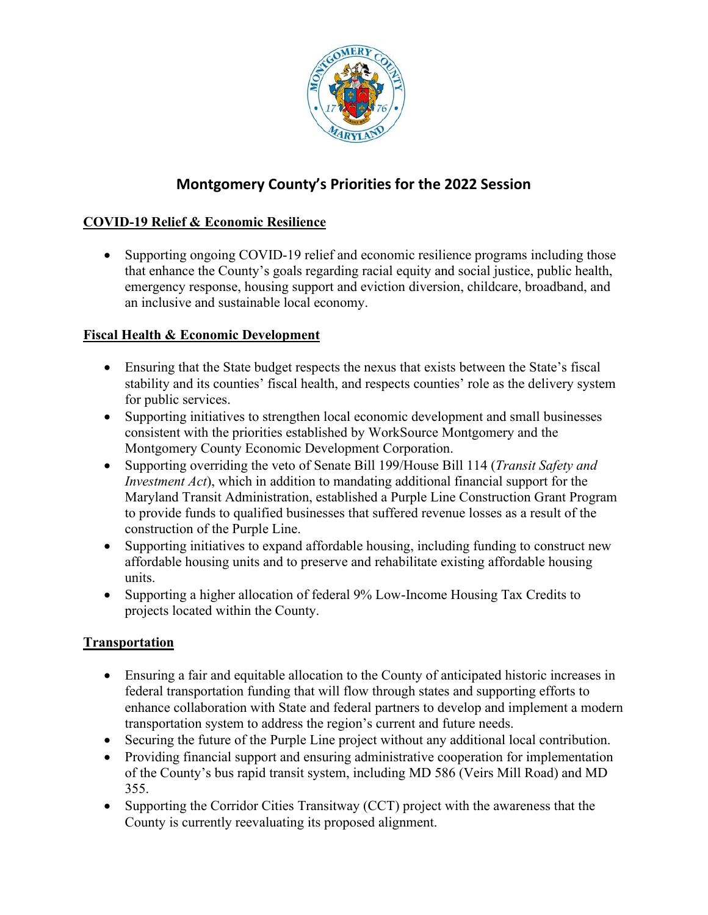# Montgomery County's Priorities for the 2022 Session

## COVID-19 Relief & Economic Resilience

- Supporting ongoing COVID-19 relief and economic resilience programs including those that enhance the County's goals regarding racial equity and social justice, public health, emergency response, housing support and eviction diversion, childcare, broadband, and an inclusive and sustainable local economy.

## Fiscal Health & Economic Development

- Ensuring that the State budget respects the nexus that exists between the State's fiscal stability and its counties' fiscal health, and respects counties' role as the delivery system for public services.
- Supporting initiatives to strengthen local economic development and small businesses consistent with the priorities established by WorkSource Montgomery and the Montgomery County Economic Development Corporation.
- Supporting overriding the veto of Senate Bill 199/House Bill 114 (*Transit Safety and Investment Act*), which in addition to mandating additional financial support for the Maryland Transit Administration, established a Purple Line Construction Grant Program to provide funds to qualified businesses that suffered revenue losses as a result of the construction of the Purple Line.
- Supporting initiatives to expand affordable housing, including funding to construct new affordable housing units and to preserve and rehabilitate existing affordable housing units.
- Supporting a higher allocation of federal 9% Low-Income Housing Tax Credits to projects located within the County.

## Transportation

- Ensuring a fair and equitable allocation to the County of anticipated historic increases in federal transportation funding that will flow through states and supporting efforts to enhance collaboration with State and federal partners to develop and implement a modern transportation system to address the region's current and future needs.
- Securing the future of the Purple Line project without any additional local contribution.
- Providing financial support and ensuring administrative cooperation for implementation of the County's bus rapid transit system, including MD 586 (Veirs Mill Road) and MD 355.
- Supporting the Corridor Cities Transitway (CCT) project with the awareness that the County is currently reevaluating its proposed alignment.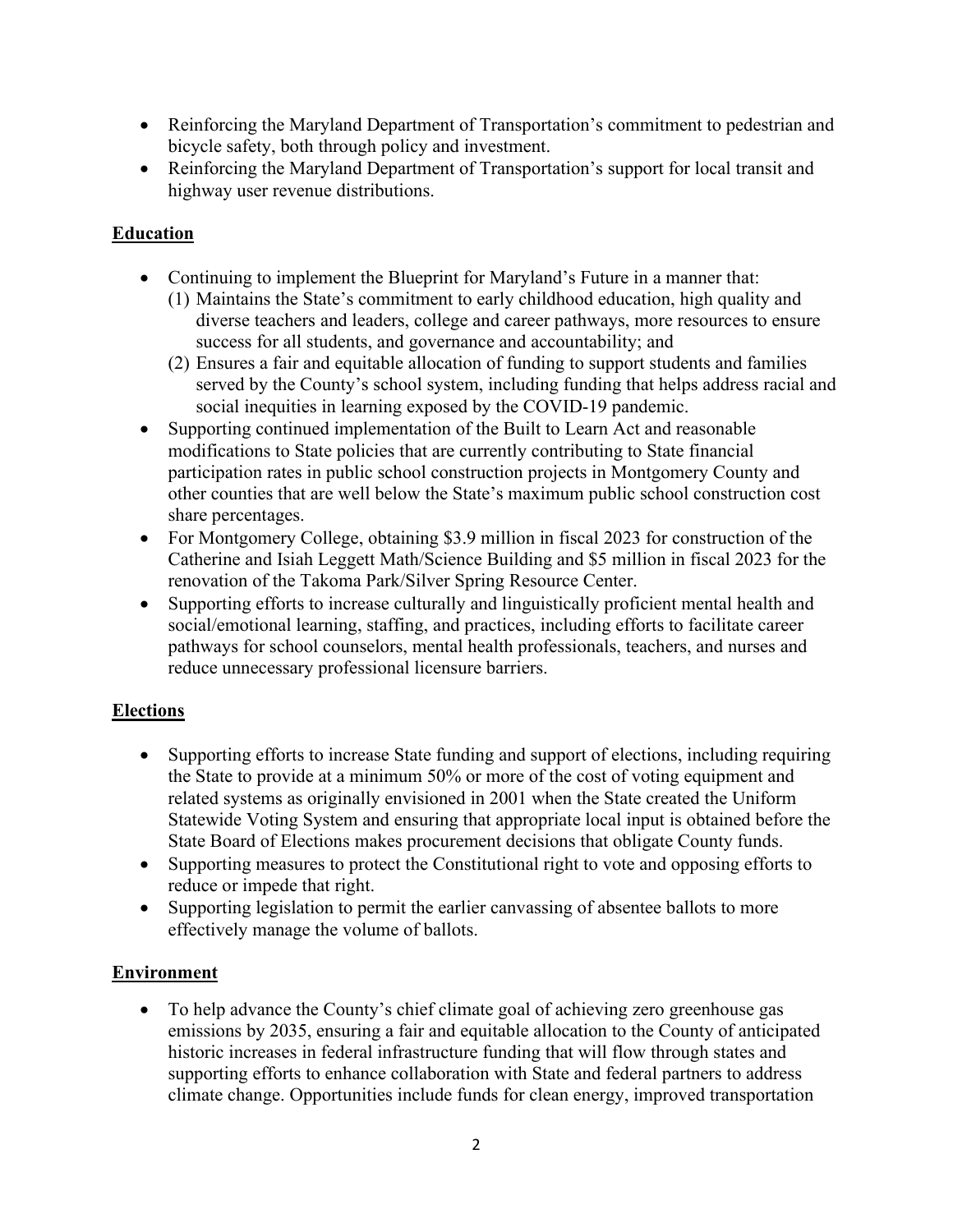- Reinforcing the Maryland Department of Transportation's commitment to pedestrian and bicycle safety, both through policy and investment.
- Reinforcing the Maryland Department of Transportation's support for local transit and highway user revenue distributions.

## Education

- Continuing to implement the Blueprint for Maryland's Future in a manner that:
  (1) Maintains the State's commitment to early childhood education, high quality and diverse teachers and leaders, college and career pathways, more resources to ensure success for all students, and governance and accountability; and
  (2) Ensures a fair and equitable allocation of funding to support students and families served by the County's school system, including funding that helps address racial and social inequities in learning exposed by the COVID-19 pandemic.
- Supporting continued implementation of the Built to Learn Act and reasonable modifications to State policies that are currently contributing to State financial participation rates in public school construction projects in Montgomery County and other counties that are well below the State's maximum public school construction cost share percentages.
- For Montgomery College, obtaining $3.9 million in fiscal 2023 for construction of the Catherine and Isiah Leggett Math/Science Building and $5 million in fiscal 2023 for the renovation of the Takoma Park/Silver Spring Resource Center.
- Supporting efforts to increase culturally and linguistically proficient mental health and social/emotional learning, staffing, and practices, including efforts to facilitate career pathways for school counselors, mental health professionals, teachers, and nurses and reduce unnecessary professional licensure barriers.

## Elections

- Supporting efforts to increase State funding and support of elections, including requiring the State to provide at a minimum 50% or more of the cost of voting equipment and related systems as originally envisioned in 2001 when the State created the Uniform Statewide Voting System and ensuring that appropriate local input is obtained before the State Board of Elections makes procurement decisions that obligate County funds.
- Supporting measures to protect the Constitutional right to vote and opposing efforts to reduce or impede that right.
- Supporting legislation to permit the earlier canvassing of absentee ballots to more effectively manage the volume of ballots.

## Environment

- To help advance the County's chief climate goal of achieving zero greenhouse gas emissions by 2035, ensuring a fair and equitable allocation to the County of anticipated historic increases in federal infrastructure funding that will flow through states and supporting efforts to enhance collaboration with State and federal partners to address climate change. Opportunities include funds for clean energy, improved transportation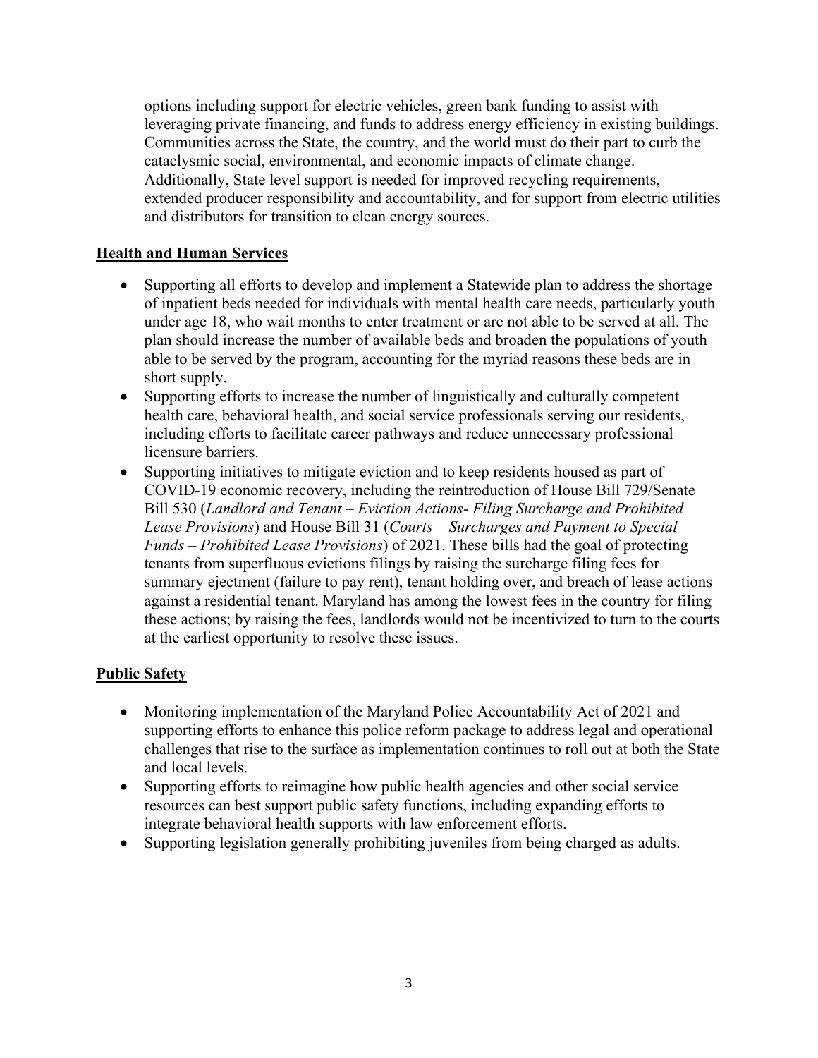options including support for electric vehicles, green bank funding to assist with leveraging private financing, and funds to address energy efficiency in existing buildings. Communities across the State, the country, and the world must do their part to curb the cataclysmic social, environmental, and economic impacts of climate change. Additionally, State level support is needed for improved recycling requirements, extended producer responsibility and accountability, and for support from electric utilities and distributors for transition to clean energy sources.

## Health and Human Services

- Supporting all efforts to develop and implement a Statewide plan to address the shortage of inpatient beds needed for individuals with mental health care needs, particularly youth under age 18, who wait months to enter treatment or are not able to be served at all. The plan should increase the number of available beds and broaden the populations of youth able to be served by the program, accounting for the myriad reasons these beds are in short supply.
- Supporting efforts to increase the number of linguistically and culturally competent health care, behavioral health, and social service professionals serving our residents, including efforts to facilitate career pathways and reduce unnecessary professional licensure barriers.
- Supporting initiatives to mitigate eviction and to keep residents housed as part of COVID-19 economic recovery, including the reintroduction of House Bill 729/Senate Bill 530 (*Landlord and Tenant – Eviction Actions- Filing Surcharge and Prohibited Lease Provisions*) and House Bill 31 (*Courts – Surcharges and Payment to Special Funds – Prohibited Lease Provisions*) of 2021. These bills had the goal of protecting tenants from superfluous evictions filings by raising the surcharge filing fees for summary ejectment (failure to pay rent), tenant holding over, and breach of lease actions against a residential tenant. Maryland has among the lowest fees in the country for filing these actions; by raising the fees, landlords would not be incentivized to turn to the courts at the earliest opportunity to resolve these issues.

## Public Safety

- Monitoring implementation of the Maryland Police Accountability Act of 2021 and supporting efforts to enhance this police reform package to address legal and operational challenges that rise to the surface as implementation continues to roll out at both the State and local levels.
- Supporting efforts to reimagine how public health agencies and other social service resources can best support public safety functions, including expanding efforts to integrate behavioral health supports with law enforcement efforts.
- Supporting legislation generally prohibiting juveniles from being charged as adults.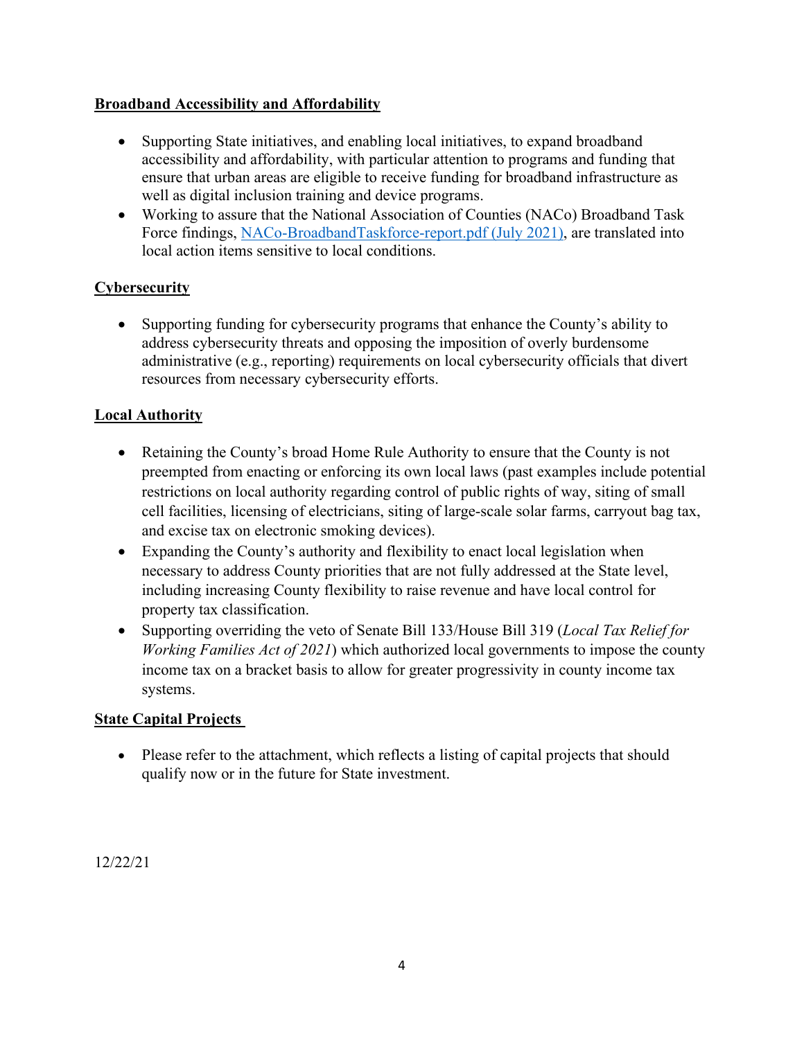**Broadband Accessibility and Affordability**

- Supporting State initiatives, and enabling local initiatives, to expand broadband accessibility and affordability, with particular attention to programs and funding that ensure that urban areas are eligible to receive funding for broadband infrastructure as well as digital inclusion training and device programs.
- Working to assure that the National Association of Counties (NACo) Broadband Task Force findings, [NACo-BroadbandTaskforce-report.pdf (July 2021)](NACo-BroadbandTaskforce-report.pdf), are translated into local action items sensitive to local conditions.

**Cybersecurity**

- Supporting funding for cybersecurity programs that enhance the County's ability to address cybersecurity threats and opposing the imposition of overly burdensome administrative (e.g., reporting) requirements on local cybersecurity officials that divert resources from necessary cybersecurity efforts.

**Local Authority**

- Retaining the County's broad Home Rule Authority to ensure that the County is not preempted from enacting or enforcing its own local laws (past examples include potential restrictions on local authority regarding control of public rights of way, siting of small cell facilities, licensing of electricians, siting of large-scale solar farms, carryout bag tax, and excise tax on electronic smoking devices).
- Expanding the County's authority and flexibility to enact local legislation when necessary to address County priorities that are not fully addressed at the State level, including increasing County flexibility to raise revenue and have local control for property tax classification.
- Supporting overriding the veto of Senate Bill 133/House Bill 319 (*Local Tax Relief for Working Families Act of 2021*) which authorized local governments to impose the county income tax on a bracket basis to allow for greater progressivity in county income tax systems.

**State Capital Projects**

- Please refer to the attachment, which reflects a listing of capital projects that should qualify now or in the future for State investment.

12/22/21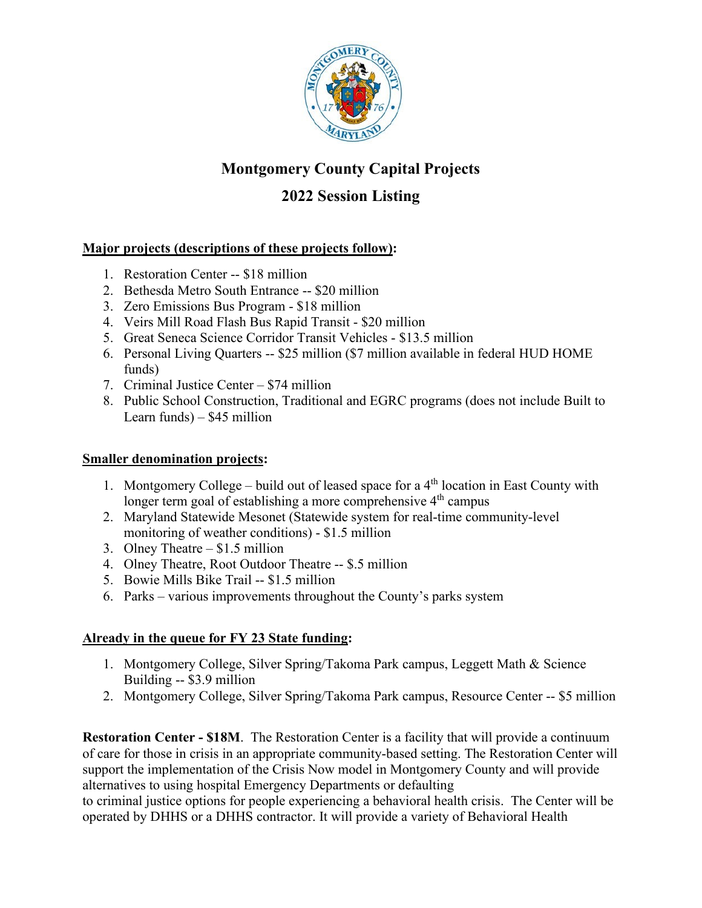# Montgomery County Capital Projects

## 2022 Session Listing

**Major projects (descriptions of these projects follow):**

1. Restoration Center -- $18 million
2. Bethesda Metro South Entrance -- $20 million
3. Zero Emissions Bus Program - $18 million
4. Veirs Mill Road Flash Bus Rapid Transit - $20 million
5. Great Seneca Science Corridor Transit Vehicles - $13.5 million
6. Personal Living Quarters -- $25 million ($7 million available in federal HUD HOME funds)
7. Criminal Justice Center – $74 million
8. Public School Construction, Traditional and EGRC programs (does not include Built to Learn funds) – $45 million

**Smaller denomination projects:**

1. Montgomery College – build out of leased space for a 4th location in East County with longer term goal of establishing a more comprehensive 4th campus
2. Maryland Statewide Mesonet (Statewide system for real-time community-level monitoring of weather conditions) - $1.5 million
3. Olney Theatre – $1.5 million
4. Olney Theatre, Root Outdoor Theatre -- $.5 million
5. Bowie Mills Bike Trail -- $1.5 million
6. Parks – various improvements throughout the County's parks system

**Already in the queue for FY 23 State funding:**

1. Montgomery College, Silver Spring/Takoma Park campus, Leggett Math & Science Building -- $3.9 million
2. Montgomery College, Silver Spring/Takoma Park campus, Resource Center -- $5 million

**Restoration Center - $18M**. The Restoration Center is a facility that will provide a continuum of care for those in crisis in an appropriate community-based setting. The Restoration Center will support the implementation of the Crisis Now model in Montgomery County and will provide alternatives to using hospital Emergency Departments or defaulting to criminal justice options for people experiencing a behavioral health crisis. The Center will be operated by DHHS or a DHHS contractor. It will provide a variety of Behavioral Health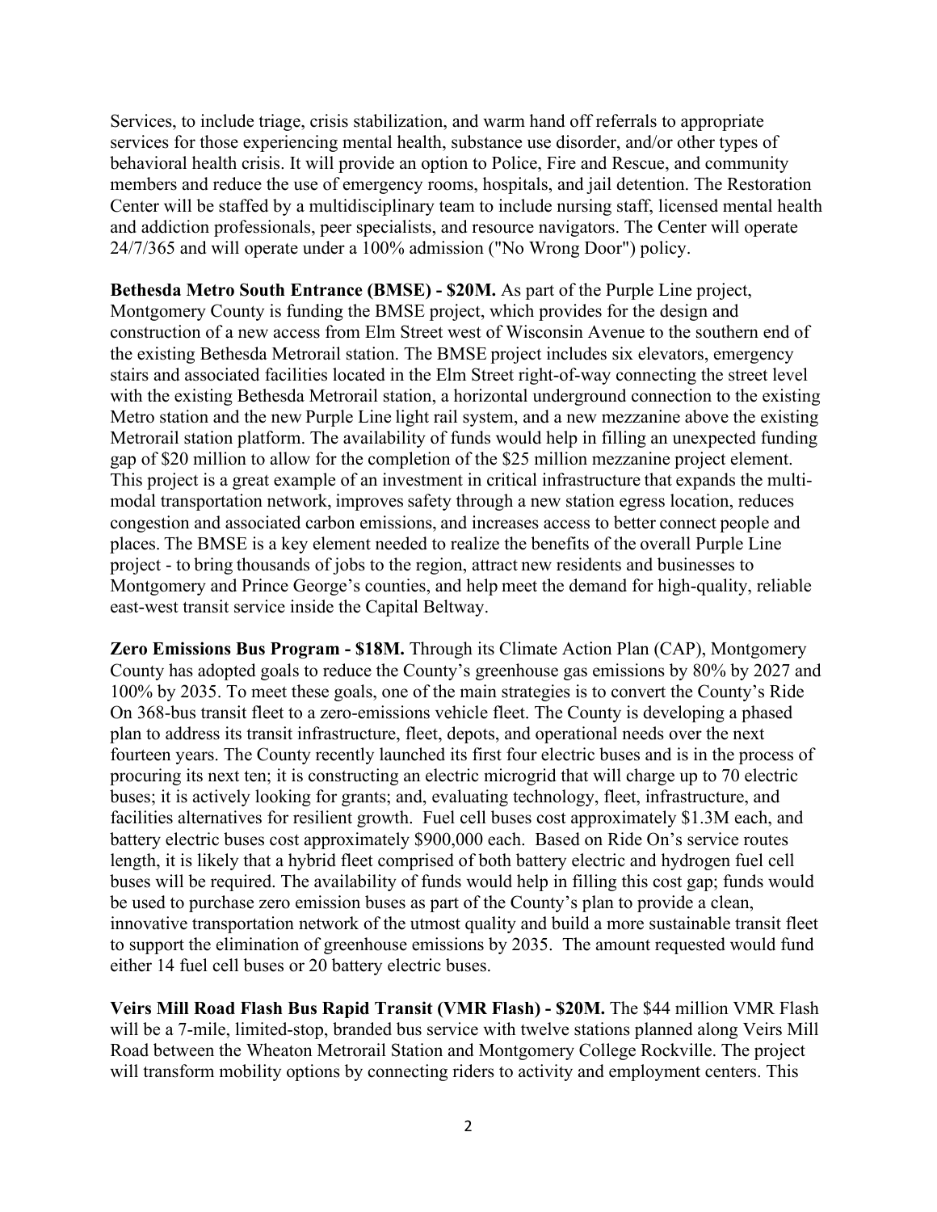Services, to include triage, crisis stabilization, and warm hand off referrals to appropriate services for those experiencing mental health, substance use disorder, and/or other types of behavioral health crisis. It will provide an option to Police, Fire and Rescue, and community members and reduce the use of emergency rooms, hospitals, and jail detention. The Restoration Center will be staffed by a multidisciplinary team to include nursing staff, licensed mental health and addiction professionals, peer specialists, and resource navigators. The Center will operate 24/7/365 and will operate under a 100% admission ("No Wrong Door") policy.

**Bethesda Metro South Entrance (BMSE) - $20M.** As part of the Purple Line project, Montgomery County is funding the BMSE project, which provides for the design and construction of a new access from Elm Street west of Wisconsin Avenue to the southern end of the existing Bethesda Metrorail station. The BMSE project includes six elevators, emergency stairs and associated facilities located in the Elm Street right-of-way connecting the street level with the existing Bethesda Metrorail station, a horizontal underground connection to the existing Metro station and the new Purple Line light rail system, and a new mezzanine above the existing Metrorail station platform. The availability of funds would help in filling an unexpected funding gap of $20 million to allow for the completion of the $25 million mezzanine project element. This project is a great example of an investment in critical infrastructure that expands the multi-modal transportation network, improves safety through a new station egress location, reduces congestion and associated carbon emissions, and increases access to better connect people and places. The BMSE is a key element needed to realize the benefits of the overall Purple Line project - to bring thousands of jobs to the region, attract new residents and businesses to Montgomery and Prince George's counties, and help meet the demand for high-quality, reliable east-west transit service inside the Capital Beltway.

**Zero Emissions Bus Program - $18M.** Through its Climate Action Plan (CAP), Montgomery County has adopted goals to reduce the County's greenhouse gas emissions by 80% by 2027 and 100% by 2035. To meet these goals, one of the main strategies is to convert the County's Ride On 368-bus transit fleet to a zero-emissions vehicle fleet. The County is developing a phased plan to address its transit infrastructure, fleet, depots, and operational needs over the next fourteen years. The County recently launched its first four electric buses and is in the process of procuring its next ten; it is constructing an electric microgrid that will charge up to 70 electric buses; it is actively looking for grants; and, evaluating technology, fleet, infrastructure, and facilities alternatives for resilient growth. Fuel cell buses cost approximately $1.3M each, and battery electric buses cost approximately $900,000 each. Based on Ride On's service routes length, it is likely that a hybrid fleet comprised of both battery electric and hydrogen fuel cell buses will be required. The availability of funds would help in filling this cost gap; funds would be used to purchase zero emission buses as part of the County's plan to provide a clean, innovative transportation network of the utmost quality and build a more sustainable transit fleet to support the elimination of greenhouse emissions by 2035. The amount requested would fund either 14 fuel cell buses or 20 battery electric buses.

**Veirs Mill Road Flash Bus Rapid Transit (VMR Flash) - $20M.** The $44 million VMR Flash will be a 7-mile, limited-stop, branded bus service with twelve stations planned along Veirs Mill Road between the Wheaton Metrorail Station and Montgomery College Rockville. The project will transform mobility options by connecting riders to activity and employment centers. This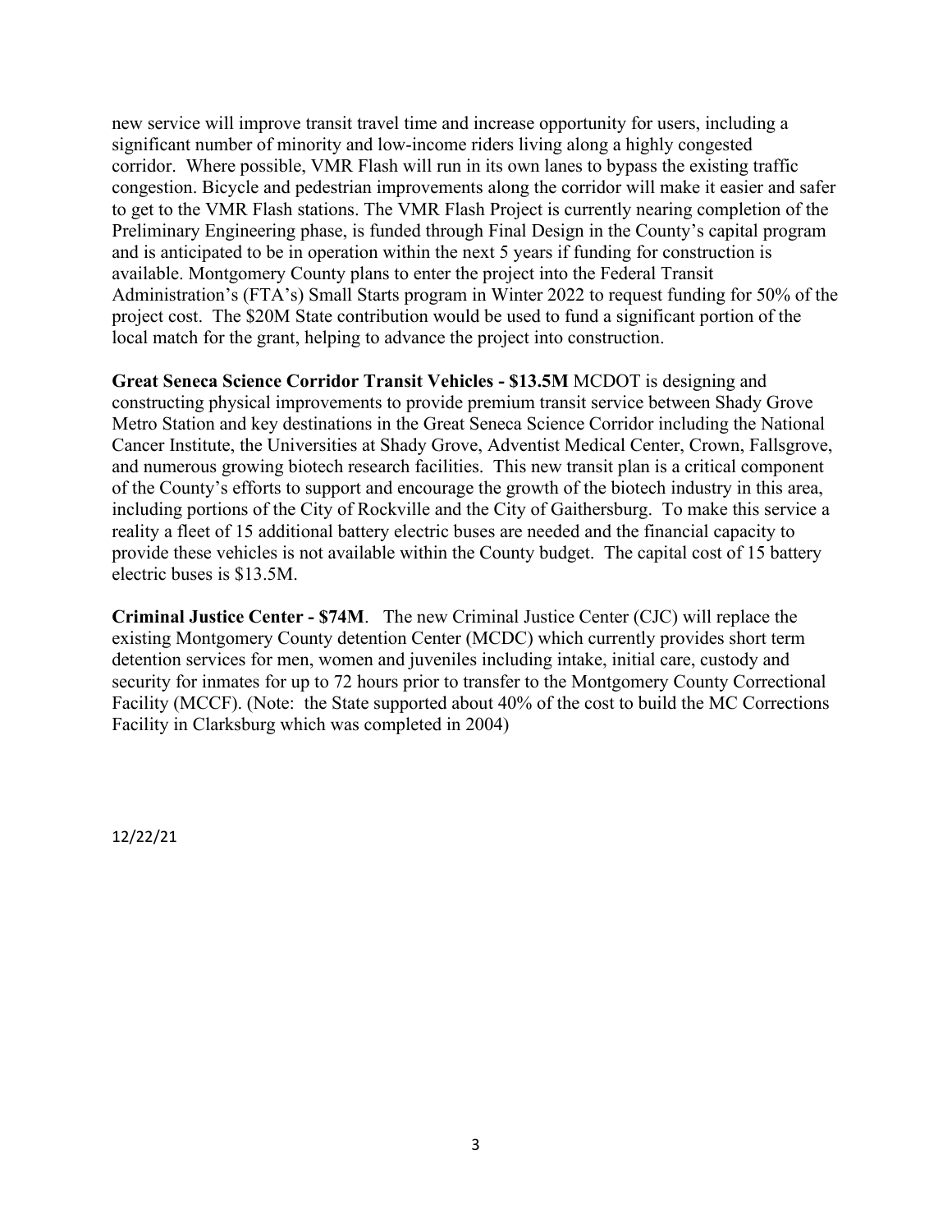new service will improve transit travel time and increase opportunity for users, including a significant number of minority and low-income riders living along a highly congested corridor. Where possible, VMR Flash will run in its own lanes to bypass the existing traffic congestion. Bicycle and pedestrian improvements along the corridor will make it easier and safer to get to the VMR Flash stations. The VMR Flash Project is currently nearing completion of the Preliminary Engineering phase, is funded through Final Design in the County's capital program and is anticipated to be in operation within the next 5 years if funding for construction is available. Montgomery County plans to enter the project into the Federal Transit Administration's (FTA's) Small Starts program in Winter 2022 to request funding for 50% of the project cost. The $20M State contribution would be used to fund a significant portion of the local match for the grant, helping to advance the project into construction.

**Great Seneca Science Corridor Transit Vehicles - $13.5M** MCDOT is designing and constructing physical improvements to provide premium transit service between Shady Grove Metro Station and key destinations in the Great Seneca Science Corridor including the National Cancer Institute, the Universities at Shady Grove, Adventist Medical Center, Crown, Fallsgrove, and numerous growing biotech research facilities. This new transit plan is a critical component of the County's efforts to support and encourage the growth of the biotech industry in this area, including portions of the City of Rockville and the City of Gaithersburg. To make this service a reality a fleet of 15 additional battery electric buses are needed and the financial capacity to provide these vehicles is not available within the County budget. The capital cost of 15 battery electric buses is $13.5M.

**Criminal Justice Center - $74M**. The new Criminal Justice Center (CJC) will replace the existing Montgomery County detention Center (MCDC) which currently provides short term detention services for men, women and juveniles including intake, initial care, custody and security for inmates for up to 72 hours prior to transfer to the Montgomery County Correctional Facility (MCCF). (Note: the State supported about 40% of the cost to build the MC Corrections Facility in Clarksburg which was completed in 2004)

12/22/21